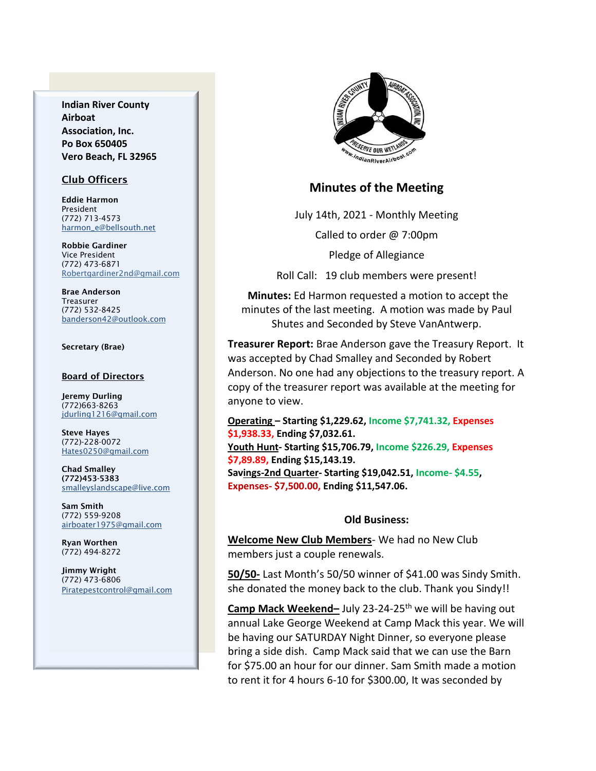**Indian River County Airboat Association, Inc.**
**Po Box 650405**
**Vero Beach, FL 32965**

## Club Officers

**Eddie Harmon**
President
(772) 713-4573
harmon_e@bellsouth.net

**Robbie Gardiner**
Vice President
(772) 473-6871
Robertgardiner2nd@gmail.com

**Brae Anderson**
Treasurer
(772) 532-8425
banderson42@outlook.com

**Secretary (Brae)**

## Board of Directors

**Jeremy Durling**
(772)663-8263
jdurling1216@gmail.com

**Steve Hayes**
(772)-228-0072
Hates0250@gmail.com

**Chad Smalley**
**(772)453-5383**
smalleyslandscape@live.com

**Sam Smith**
(772) 559-9208
airboater1975@gmail.com

**Ryan Worthen**
(772) 494-8272

**Jimmy Wright**
(772) 473-6806
Piratepestcontrol@gmail.com

# Minutes of the Meeting

July 14th, 2021 - Monthly Meeting

Called to order @ 7:00pm

Pledge of Allegiance

Roll Call: 19 club members were present!

**Minutes:** Ed Harmon requested a motion to accept the minutes of the last meeting. A motion was made by Paul Shutes and Seconded by Steve VanAntwerp.

**Treasurer Report:** Brae Anderson gave the Treasury Report. It was accepted by Chad Smalley and Seconded by Robert Anderson. No one had any objections to the treasury report. A copy of the treasurer report was available at the meeting for anyone to view.

**Operating – Starting $1,229.62, Income $7,741.32, Expenses $1,938.33, Ending $7,032.61.**
**Youth Hunt- Starting $15,706.79, Income $226.29, Expenses $7,89.89, Ending $15,143.19.**
**Savings-2nd Quarter- Starting $19,042.51, Income- $4.55, Expenses- $7,500.00, Ending $11,547.06.**

### Old Business:

**Welcome New Club Members**- We had no New Club members just a couple renewals.

**50/50-** Last Month's 50/50 winner of $41.00 was Sindy Smith. she donated the money back to the club. Thank you Sindy!!

**Camp Mack Weekend–** July 23-24-25th we will be having out annual Lake George Weekend at Camp Mack this year. We will be having our SATURDAY Night Dinner, so everyone please bring a side dish. Camp Mack said that we can use the Barn for $75.00 an hour for our dinner. Sam Smith made a motion to rent it for 4 hours 6-10 for $300.00, It was seconded by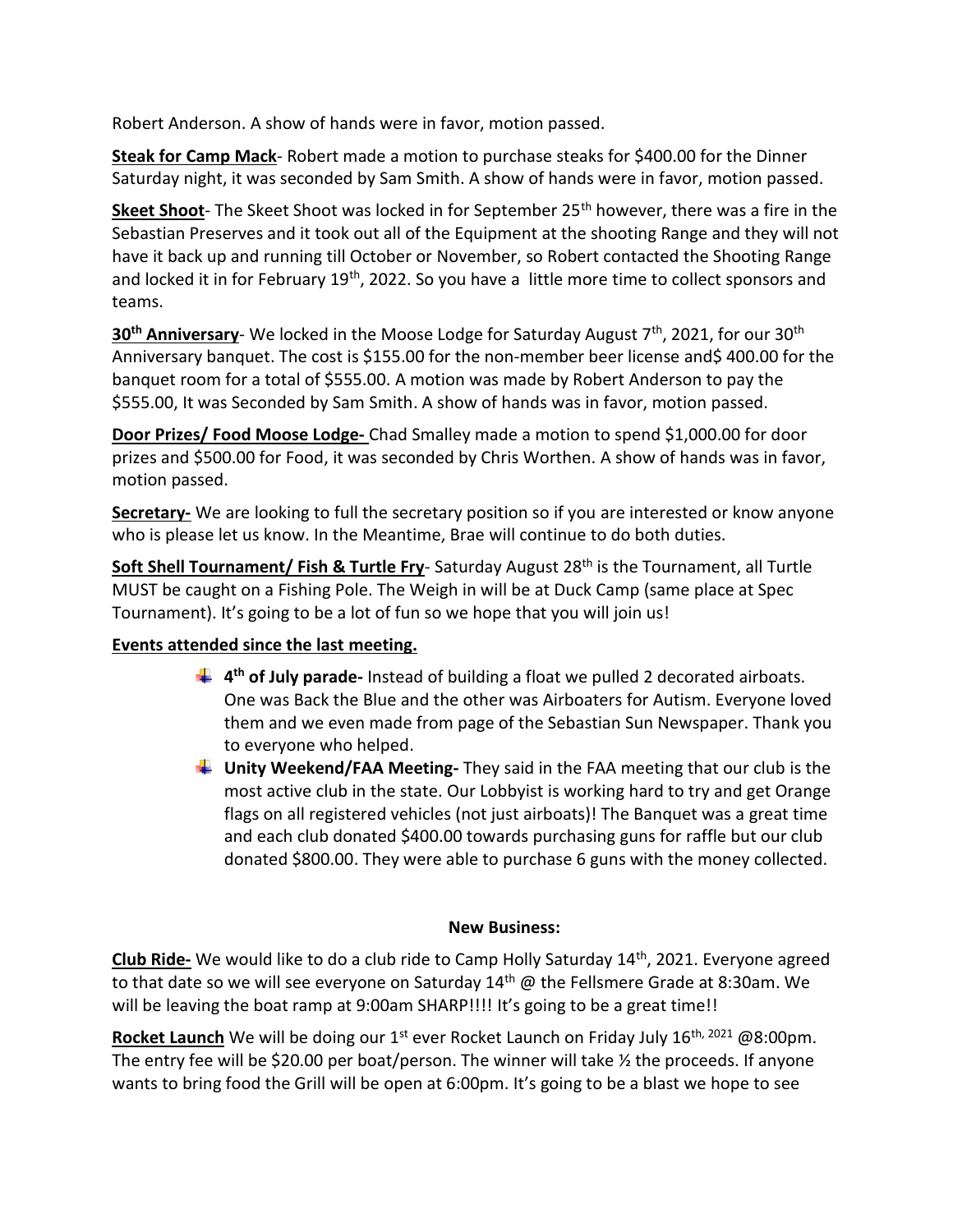Robert Anderson. A show of hands were in favor, motion passed.

**Steak for Camp Mack**- Robert made a motion to purchase steaks for $400.00 for the Dinner Saturday night, it was seconded by Sam Smith. A show of hands were in favor, motion passed.

**Skeet Shoot**- The Skeet Shoot was locked in for September 25th however, there was a fire in the Sebastian Preserves and it took out all of the Equipment at the shooting Range and they will not have it back up and running till October or November, so Robert contacted the Shooting Range and locked it in for February 19th, 2022. So you have a little more time to collect sponsors and teams.

**30th Anniversary**- We locked in the Moose Lodge for Saturday August 7th, 2021, for our 30th Anniversary banquet. The cost is $155.00 for the non-member beer license and$ 400.00 for the banquet room for a total of $555.00. A motion was made by Robert Anderson to pay the $555.00, It was Seconded by Sam Smith. A show of hands was in favor, motion passed.

**Door Prizes/ Food Moose Lodge-** Chad Smalley made a motion to spend $1,000.00 for door prizes and $500.00 for Food, it was seconded by Chris Worthen. A show of hands was in favor, motion passed.

**Secretary-** We are looking to full the secretary position so if you are interested or know anyone who is please let us know. In the Meantime, Brae will continue to do both duties.

**Soft Shell Tournament/ Fish & Turtle Fry**- Saturday August 28th is the Tournament, all Turtle MUST be caught on a Fishing Pole. The Weigh in will be at Duck Camp (same place at Spec Tournament). It's going to be a lot of fun so we hope that you will join us!

**Events attended since the last meeting.**

- **4th of July parade-** Instead of building a float we pulled 2 decorated airboats. One was Back the Blue and the other was Airboaters for Autism. Everyone loved them and we even made from page of the Sebastian Sun Newspaper. Thank you to everyone who helped.
- **Unity Weekend/FAA Meeting-** They said in the FAA meeting that our club is the most active club in the state. Our Lobbyist is working hard to try and get Orange flags on all registered vehicles (not just airboats)! The Banquet was a great time and each club donated $400.00 towards purchasing guns for raffle but our club donated $800.00. They were able to purchase 6 guns with the money collected.

**New Business:**

**Club Ride-** We would like to do a club ride to Camp Holly Saturday 14th, 2021. Everyone agreed to that date so we will see everyone on Saturday 14th @ the Fellsmere Grade at 8:30am. We will be leaving the boat ramp at 9:00am SHARP!!!! It's going to be a great time!!

**Rocket Launch** We will be doing our 1st ever Rocket Launch on Friday July 16th, 2021 @8:00pm. The entry fee will be $20.00 per boat/person. The winner will take ½ the proceeds. If anyone wants to bring food the Grill will be open at 6:00pm. It's going to be a blast we hope to see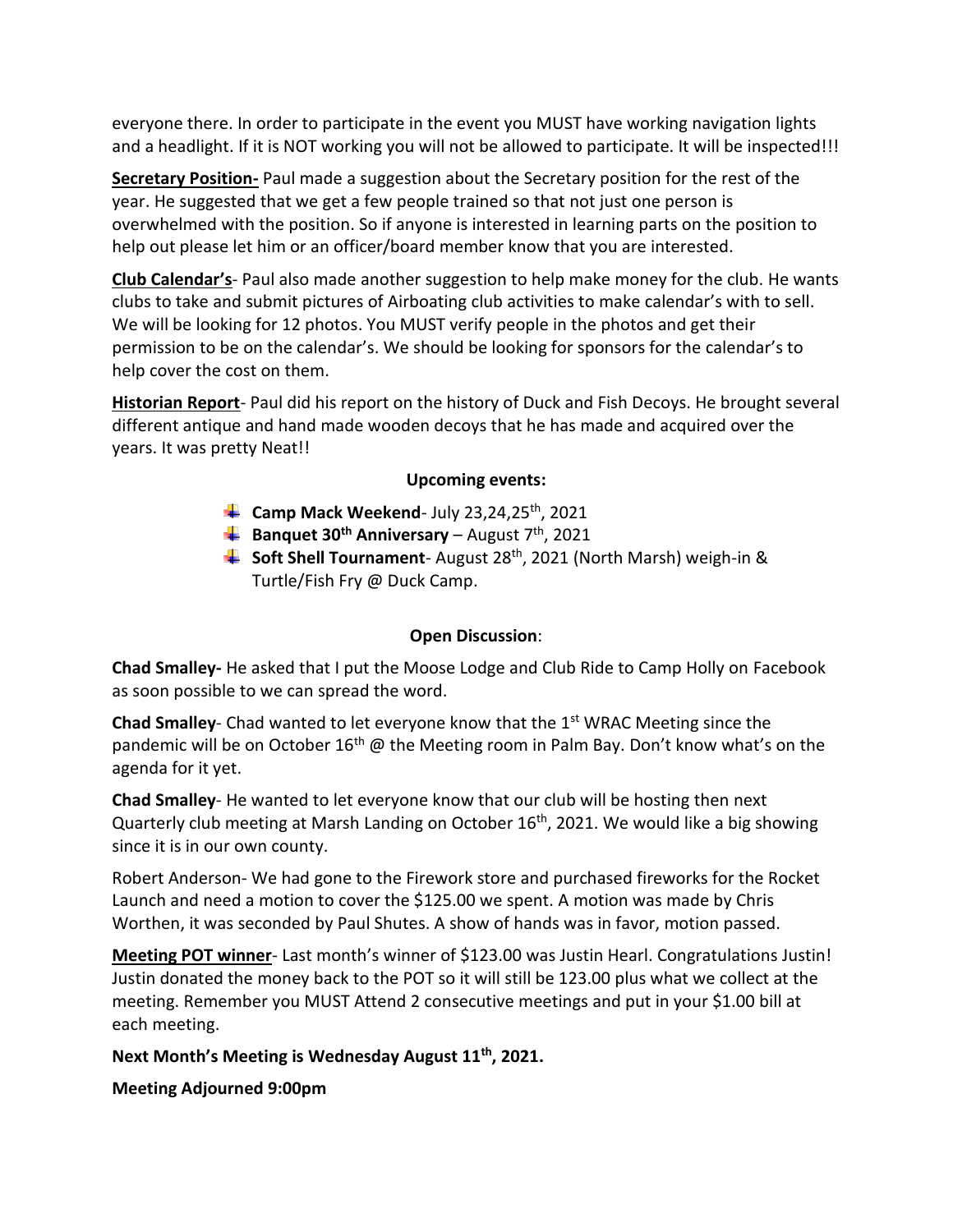everyone there. In order to participate in the event you MUST have working navigation lights and a headlight. If it is NOT working you will not be allowed to participate. It will be inspected!!!

**Secretary Position-** Paul made a suggestion about the Secretary position for the rest of the year. He suggested that we get a few people trained so that not just one person is overwhelmed with the position. So if anyone is interested in learning parts on the position to help out please let him or an officer/board member know that you are interested.

**Club Calendar's**- Paul also made another suggestion to help make money for the club. He wants clubs to take and submit pictures of Airboating club activities to make calendar's with to sell. We will be looking for 12 photos. You MUST verify people in the photos and get their permission to be on the calendar's. We should be looking for sponsors for the calendar's to help cover the cost on them.

**Historian Report**- Paul did his report on the history of Duck and Fish Decoys. He brought several different antique and hand made wooden decoys that he has made and acquired over the years. It was pretty Neat!!

**Upcoming events:**

- **Camp Mack Weekend**- July 23,24,25th, 2021
- **Banquet 30th Anniversary** – August 7th, 2021
- **Soft Shell Tournament**- August 28th, 2021 (North Marsh) weigh-in & Turtle/Fish Fry @ Duck Camp.

**Open Discussion**:

**Chad Smalley-** He asked that I put the Moose Lodge and Club Ride to Camp Holly on Facebook as soon possible to we can spread the word.

**Chad Smalley**- Chad wanted to let everyone know that the 1st WRAC Meeting since the pandemic will be on October 16th @ the Meeting room in Palm Bay. Don't know what's on the agenda for it yet.

**Chad Smalley**- He wanted to let everyone know that our club will be hosting then next Quarterly club meeting at Marsh Landing on October 16th, 2021. We would like a big showing since it is in our own county.

Robert Anderson- We had gone to the Firework store and purchased fireworks for the Rocket Launch and need a motion to cover the $125.00 we spent. A motion was made by Chris Worthen, it was seconded by Paul Shutes. A show of hands was in favor, motion passed.

**Meeting POT winner**- Last month's winner of $123.00 was Justin Hearl. Congratulations Justin! Justin donated the money back to the POT so it will still be 123.00 plus what we collect at the meeting. Remember you MUST Attend 2 consecutive meetings and put in your $1.00 bill at each meeting.

**Next Month's Meeting is Wednesday August 11th, 2021.**

**Meeting Adjourned 9:00pm**